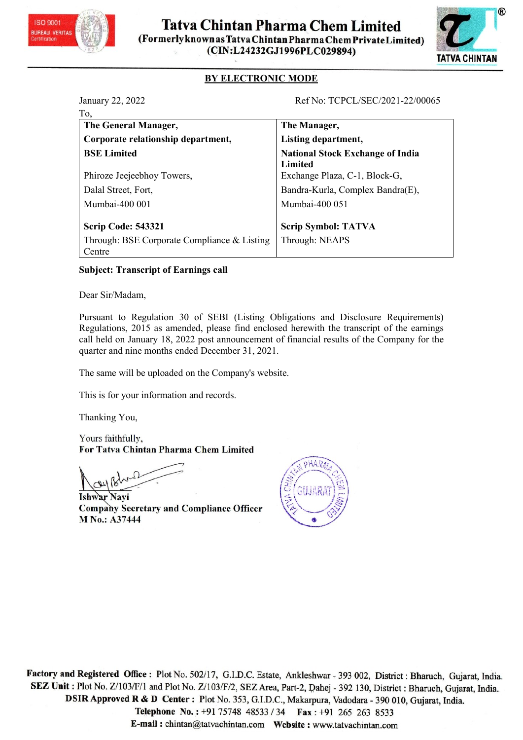# Tatva Chintan Pharma Chem Limited

**(Formerly known as Tatva Chintan Pharma Chem Private Limited)**
**(CIN:L24232GJ1996PLC029894)**

**BY ELECTRONIC MODE**

January 22, 2022

Ref No: TCPCL/SEC/2021-22/00065

To,

| **The General Manager,** | **The Manager,** |
|---|---|
| **Corporate relationship department,** | **Listing department,** |
| **BSE Limited** | **National Stock Exchange of India Limited** |
| Phiroze Jeejeebhoy Towers, | Exchange Plaza, C-1, Block-G, |
| Dalal Street, Fort, | Bandra-Kurla, Complex Bandra(E), |
| Mumbai-400 001 | Mumbai-400 051 |
| **Scrip Code: 543321** | **Scrip Symbol: TATVA** |
| Through: BSE Corporate Compliance & Listing Centre | Through: NEAPS |

**Subject: Transcript of Earnings call**

Dear Sir/Madam,

Pursuant to Regulation 30 of SEBI (Listing Obligations and Disclosure Requirements) Regulations, 2015 as amended, please find enclosed herewith the transcript of the earnings call held on January 18, 2022 post announcement of financial results of the Company for the quarter and nine months ended December 31, 2021.

The same will be uploaded on the Company's website.

This is for your information and records.

Thanking You,

Yours faithfully,
**For Tatva Chintan Pharma Chem Limited**

**Ishwar Nayi**
**Company Secretary and Compliance Officer**
**M No.: A37444**

**Factory and Registered Office :** Plot No. 502/17, G.I.D.C. Estate, Ankleshwar - 393 002, District : Bharuch, Gujarat, India.
**SEZ Unit :** Plot No. Z/103/F/1 and Plot No. Z/103/F/2, SEZ Area, Part-2, Dahej - 392 130, District : Bharuch, Gujarat, India.
**DSIR Approved R & D Center :** Plot No. 353, G.I.D.C., Makarpura, Vadodara - 390 010, Gujarat, India.
**Telephone No. :** +91 75748 48533 / 34 **Fax :** +91 265 263 8533
**E-mail :** chintan@tatvachintan.com **Website :** www.tatvachintan.com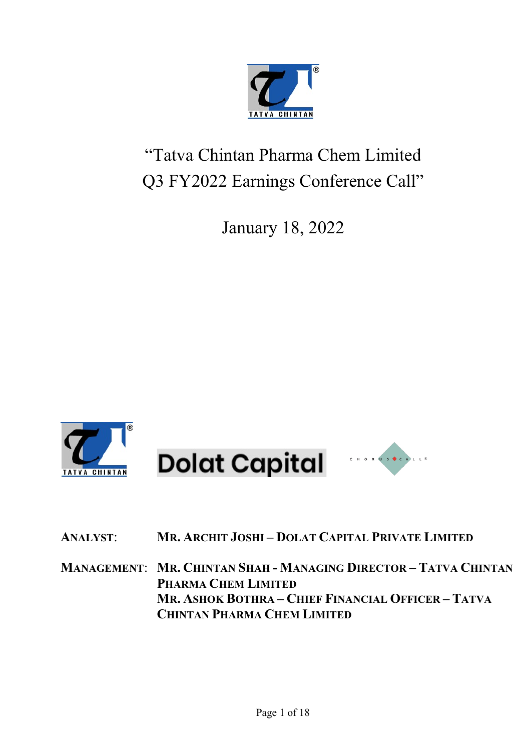# "Tatva Chintan Pharma Chem Limited Q3 FY2022 Earnings Conference Call"

January 18, 2022

**ANALYST:** MR. ARCHIT JOSHI – DOLAT CAPITAL PRIVATE LIMITED

**MANAGEMENT:** MR. CHINTAN SHAH - MANAGING DIRECTOR – TATVA CHINTAN PHARMA CHEM LIMITED

MR. ASHOK BOTHRA – CHIEF FINANCIAL OFFICER – TATVA CHINTAN PHARMA CHEM LIMITED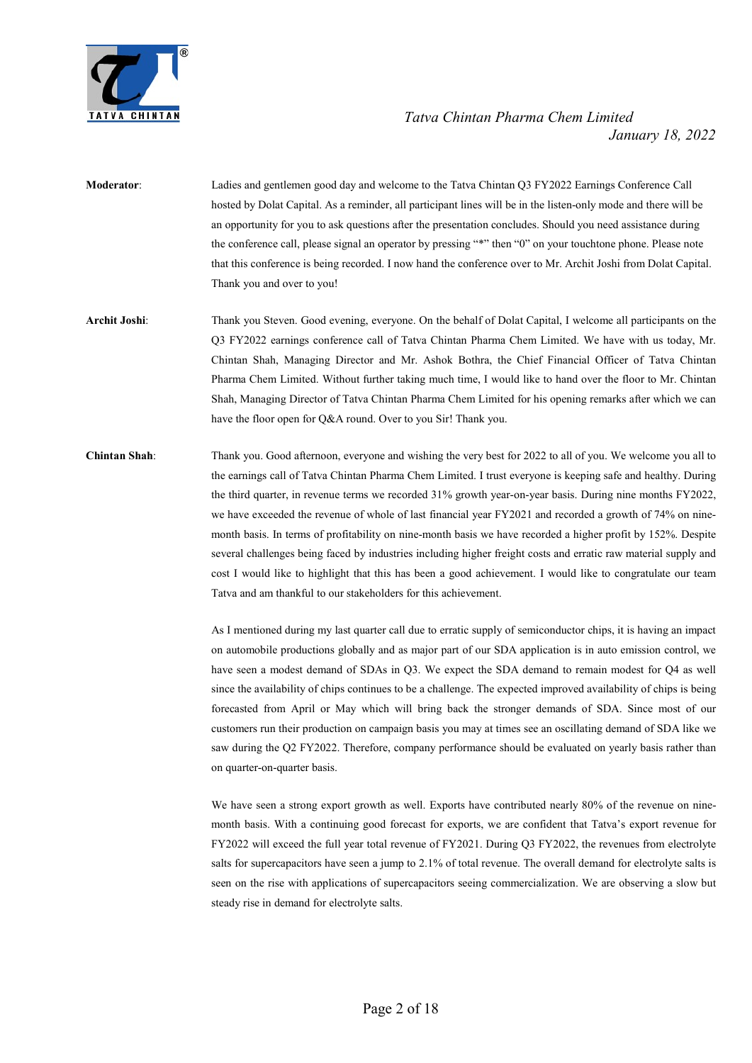**Moderator**: Ladies and gentlemen good day and welcome to the Tatva Chintan Q3 FY2022 Earnings Conference Call hosted by Dolat Capital. As a reminder, all participant lines will be in the listen-only mode and there will be an opportunity for you to ask questions after the presentation concludes. Should you need assistance during the conference call, please signal an operator by pressing "*" then "0" on your touchtone phone. Please note that this conference is being recorded. I now hand the conference over to Mr. Archit Joshi from Dolat Capital. Thank you and over to you!

**Archit Joshi**: Thank you Steven. Good evening, everyone. On the behalf of Dolat Capital, I welcome all participants on the Q3 FY2022 earnings conference call of Tatva Chintan Pharma Chem Limited. We have with us today, Mr. Chintan Shah, Managing Director and Mr. Ashok Bothra, the Chief Financial Officer of Tatva Chintan Pharma Chem Limited. Without further taking much time, I would like to hand over the floor to Mr. Chintan Shah, Managing Director of Tatva Chintan Pharma Chem Limited for his opening remarks after which we can have the floor open for Q&A round. Over to you Sir! Thank you.

**Chintan Shah**: Thank you. Good afternoon, everyone and wishing the very best for 2022 to all of you. We welcome you all to the earnings call of Tatva Chintan Pharma Chem Limited. I trust everyone is keeping safe and healthy. During the third quarter, in revenue terms we recorded 31% growth year-on-year basis. During nine months FY2022, we have exceeded the revenue of whole of last financial year FY2021 and recorded a growth of 74% on nine-month basis. In terms of profitability on nine-month basis we have recorded a higher profit by 152%. Despite several challenges being faced by industries including higher freight costs and erratic raw material supply and cost I would like to highlight that this has been a good achievement. I would like to congratulate our team Tatva and am thankful to our stakeholders for this achievement.

As I mentioned during my last quarter call due to erratic supply of semiconductor chips, it is having an impact on automobile productions globally and as major part of our SDA application is in auto emission control, we have seen a modest demand of SDAs in Q3. We expect the SDA demand to remain modest for Q4 as well since the availability of chips continues to be a challenge. The expected improved availability of chips is being forecasted from April or May which will bring back the stronger demands of SDA. Since most of our customers run their production on campaign basis you may at times see an oscillating demand of SDA like we saw during the Q2 FY2022. Therefore, company performance should be evaluated on yearly basis rather than on quarter-on-quarter basis.

We have seen a strong export growth as well. Exports have contributed nearly 80% of the revenue on nine-month basis. With a continuing good forecast for exports, we are confident that Tatva's export revenue for FY2022 will exceed the full year total revenue of FY2021. During Q3 FY2022, the revenues from electrolyte salts for supercapacitors have seen a jump to 2.1% of total revenue. The overall demand for electrolyte salts is seen on the rise with applications of supercapacitors seeing commercialization. We are observing a slow but steady rise in demand for electrolyte salts.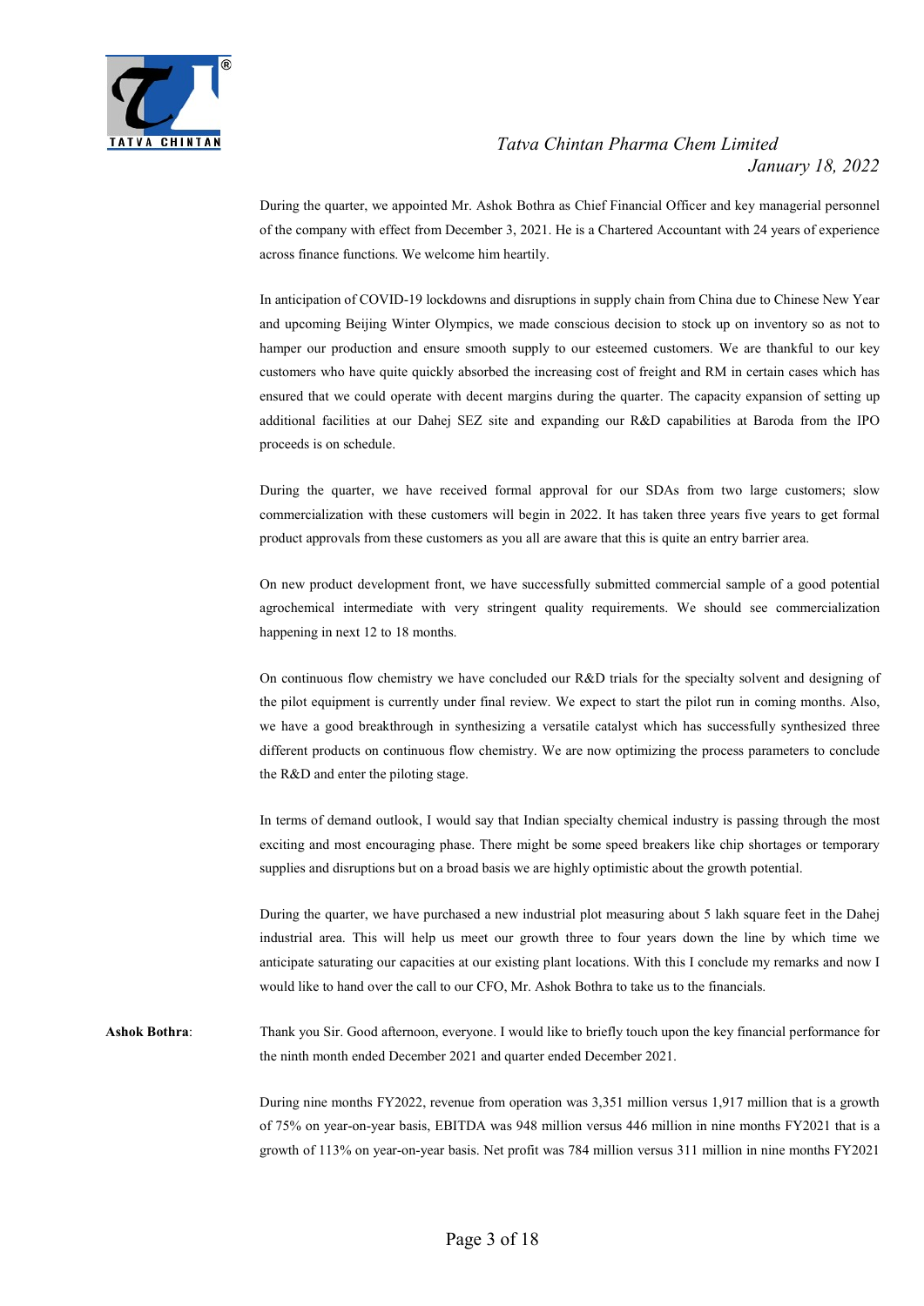During the quarter, we appointed Mr. Ashok Bothra as Chief Financial Officer and key managerial personnel of the company with effect from December 3, 2021. He is a Chartered Accountant with 24 years of experience across finance functions. We welcome him heartily.

In anticipation of COVID-19 lockdowns and disruptions in supply chain from China due to Chinese New Year and upcoming Beijing Winter Olympics, we made conscious decision to stock up on inventory so as not to hamper our production and ensure smooth supply to our esteemed customers. We are thankful to our key customers who have quite quickly absorbed the increasing cost of freight and RM in certain cases which has ensured that we could operate with decent margins during the quarter. The capacity expansion of setting up additional facilities at our Dahej SEZ site and expanding our R&D capabilities at Baroda from the IPO proceeds is on schedule.

During the quarter, we have received formal approval for our SDAs from two large customers; slow commercialization with these customers will begin in 2022. It has taken three years five years to get formal product approvals from these customers as you all are aware that this is quite an entry barrier area.

On new product development front, we have successfully submitted commercial sample of a good potential agrochemical intermediate with very stringent quality requirements. We should see commercialization happening in next 12 to 18 months.

On continuous flow chemistry we have concluded our R&D trials for the specialty solvent and designing of the pilot equipment is currently under final review. We expect to start the pilot run in coming months. Also, we have a good breakthrough in synthesizing a versatile catalyst which has successfully synthesized three different products on continuous flow chemistry. We are now optimizing the process parameters to conclude the R&D and enter the piloting stage.

In terms of demand outlook, I would say that Indian specialty chemical industry is passing through the most exciting and most encouraging phase. There might be some speed breakers like chip shortages or temporary supplies and disruptions but on a broad basis we are highly optimistic about the growth potential.

During the quarter, we have purchased a new industrial plot measuring about 5 lakh square feet in the Dahej industrial area. This will help us meet our growth three to four years down the line by which time we anticipate saturating our capacities at our existing plant locations. With this I conclude my remarks and now I would like to hand over the call to our CFO, Mr. Ashok Bothra to take us to the financials.

**Ashok Bothra**: Thank you Sir. Good afternoon, everyone. I would like to briefly touch upon the key financial performance for the ninth month ended December 2021 and quarter ended December 2021.

During nine months FY2022, revenue from operation was 3,351 million versus 1,917 million that is a growth of 75% on year-on-year basis, EBITDA was 948 million versus 446 million in nine months FY2021 that is a growth of 113% on year-on-year basis. Net profit was 784 million versus 311 million in nine months FY2021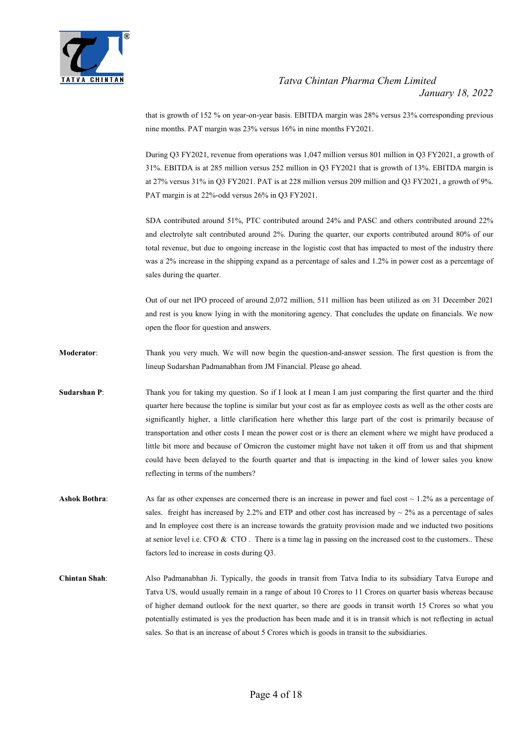that is growth of 152 % on year-on-year basis. EBITDA margin was 28% versus 23% corresponding previous nine months. PAT margin was 23% versus 16% in nine months FY2021.

During Q3 FY2021, revenue from operations was 1,047 million versus 801 million in Q3 FY2021, a growth of 31%. EBITDA is at 285 million versus 252 million in Q3 FY2021 that is growth of 13%. EBITDA margin is at 27% versus 31% in Q3 FY2021. PAT is at 228 million versus 209 million and Q3 FY2021, a growth of 9%. PAT margin is at 22%-odd versus 26% in Q3 FY2021.

SDA contributed around 51%, PTC contributed around 24% and PASC and others contributed around 22% and electrolyte salt contributed around 2%. During the quarter, our exports contributed around 80% of our total revenue, but due to ongoing increase in the logistic cost that has impacted to most of the industry there was a 2% increase in the shipping expand as a percentage of sales and 1.2% in power cost as a percentage of sales during the quarter.

Out of our net IPO proceed of around 2,072 million, 511 million has been utilized as on 31 December 2021 and rest is you know lying in with the monitoring agency. That concludes the update on financials. We now open the floor for question and answers.

**Moderator**: Thank you very much. We will now begin the question-and-answer session. The first question is from the lineup Sudarshan Padmanabhan from JM Financial. Please go ahead.

**Sudarshan P**: Thank you for taking my question. So if I look at I mean I am just comparing the first quarter and the third quarter here because the topline is similar but your cost as far as employee costs as well as the other costs are significantly higher, a little clarification here whether this large part of the cost is primarily because of transportation and other costs I mean the power cost or is there an element where we might have produced a little bit more and because of Omicron the customer might have not taken it off from us and that shipment could have been delayed to the fourth quarter and that is impacting in the kind of lower sales you know reflecting in terms of the numbers?

**Ashok Bothra**: As far as other expenses are concerned there is an increase in power and fuel cost ~ 1.2% as a percentage of sales. freight has increased by 2.2% and ETP and other cost has increased by ~ 2% as a percentage of sales and In employee cost there is an increase towards the gratuity provision made and we inducted two positions at senior level i.e. CFO & CTO . There is a time lag in passing on the increased cost to the customers.. These factors led to increase in costs during Q3.

**Chintan Shah**: Also Padmanabhan Ji. Typically, the goods in transit from Tatva India to its subsidiary Tatva Europe and Tatva US, would usually remain in a range of about 10 Crores to 11 Crores on quarter basis whereas because of higher demand outlook for the next quarter, so there are goods in transit worth 15 Crores so what you potentially estimated is yes the production has been made and it is in transit which is not reflecting in actual sales. So that is an increase of about 5 Crores which is goods in transit to the subsidiaries.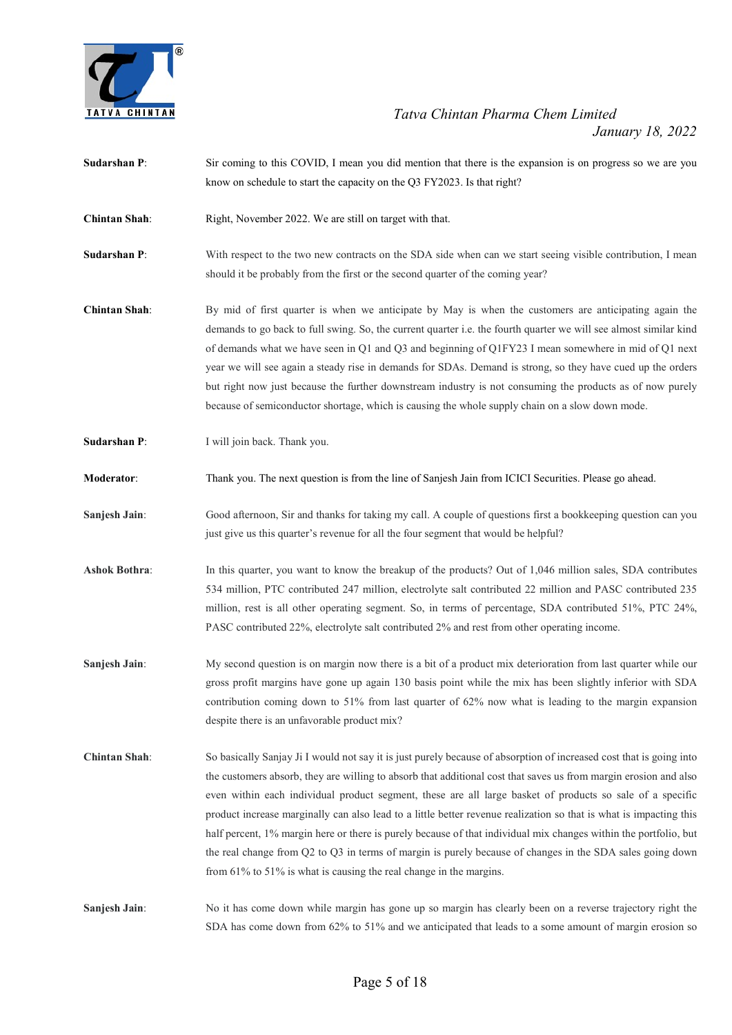**Sudarshan P**: Sir coming to this COVID, I mean you did mention that there is the expansion is on progress so we are you know on schedule to start the capacity on the Q3 FY2023. Is that right?

**Chintan Shah**: Right, November 2022. We are still on target with that.

**Sudarshan P**: With respect to the two new contracts on the SDA side when can we start seeing visible contribution, I mean should it be probably from the first or the second quarter of the coming year?

**Chintan Shah**: By mid of first quarter is when we anticipate by May is when the customers are anticipating again the demands to go back to full swing. So, the current quarter i.e. the fourth quarter we will see almost similar kind of demands what we have seen in Q1 and Q3 and beginning of Q1FY23 I mean somewhere in mid of Q1 next year we will see again a steady rise in demands for SDAs. Demand is strong, so they have cued up the orders but right now just because the further downstream industry is not consuming the products as of now purely because of semiconductor shortage, which is causing the whole supply chain on a slow down mode.

**Sudarshan P**: I will join back. Thank you.

**Moderator**: Thank you. The next question is from the line of Sanjesh Jain from ICICI Securities. Please go ahead.

**Sanjesh Jain**: Good afternoon, Sir and thanks for taking my call. A couple of questions first a bookkeeping question can you just give us this quarter's revenue for all the four segment that would be helpful?

**Ashok Bothra**: In this quarter, you want to know the breakup of the products? Out of 1,046 million sales, SDA contributes 534 million, PTC contributed 247 million, electrolyte salt contributed 22 million and PASC contributed 235 million, rest is all other operating segment. So, in terms of percentage, SDA contributed 51%, PTC 24%, PASC contributed 22%, electrolyte salt contributed 2% and rest from other operating income.

**Sanjesh Jain**: My second question is on margin now there is a bit of a product mix deterioration from last quarter while our gross profit margins have gone up again 130 basis point while the mix has been slightly inferior with SDA contribution coming down to 51% from last quarter of 62% now what is leading to the margin expansion despite there is an unfavorable product mix?

**Chintan Shah**: So basically Sanjay Ji I would not say it is just purely because of absorption of increased cost that is going into the customers absorb, they are willing to absorb that additional cost that saves us from margin erosion and also even within each individual product segment, these are all large basket of products so sale of a specific product increase marginally can also lead to a little better revenue realization so that is what is impacting this half percent, 1% margin here or there is purely because of that individual mix changes within the portfolio, but the real change from Q2 to Q3 in terms of margin is purely because of changes in the SDA sales going down from 61% to 51% is what is causing the real change in the margins.

**Sanjesh Jain**: No it has come down while margin has gone up so margin has clearly been on a reverse trajectory right the SDA has come down from 62% to 51% and we anticipated that leads to a some amount of margin erosion so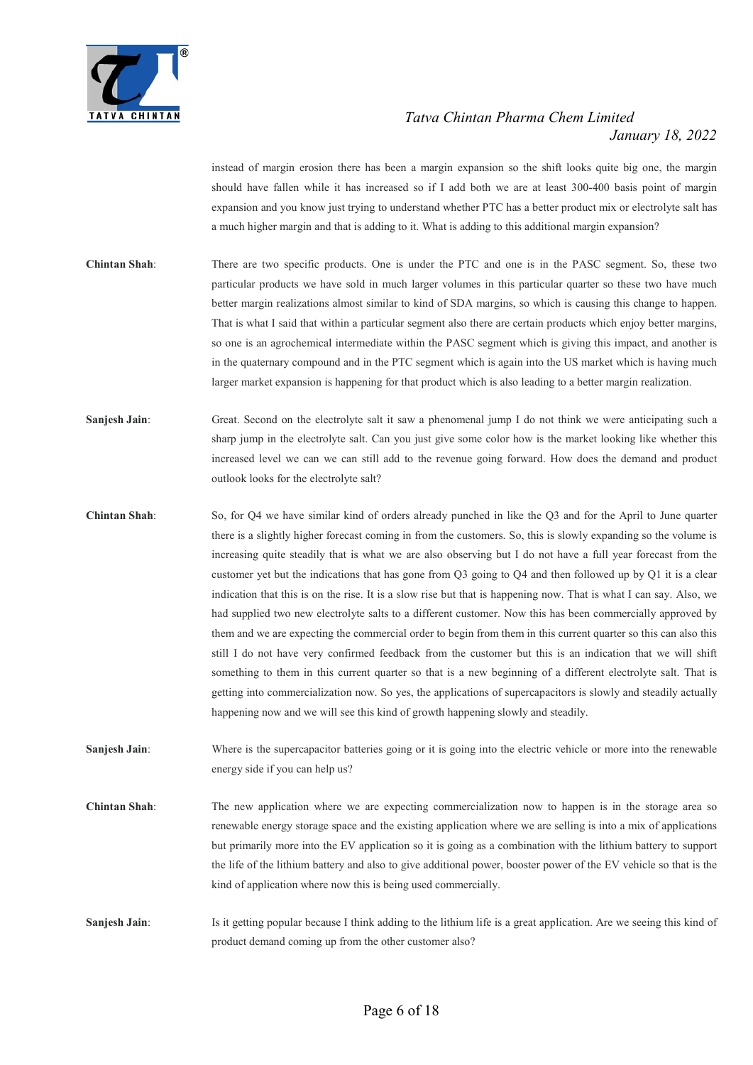instead of margin erosion there has been a margin expansion so the shift looks quite big one, the margin should have fallen while it has increased so if I add both we are at least 300-400 basis point of margin expansion and you know just trying to understand whether PTC has a better product mix or electrolyte salt has a much higher margin and that is adding to it. What is adding to this additional margin expansion?

**Chintan Shah**: There are two specific products. One is under the PTC and one is in the PASC segment. So, these two particular products we have sold in much larger volumes in this particular quarter so these two have much better margin realizations almost similar to kind of SDA margins, so which is causing this change to happen. That is what I said that within a particular segment also there are certain products which enjoy better margins, so one is an agrochemical intermediate within the PASC segment which is giving this impact, and another is in the quaternary compound and in the PTC segment which is again into the US market which is having much larger market expansion is happening for that product which is also leading to a better margin realization.

**Sanjesh Jain**: Great. Second on the electrolyte salt it saw a phenomenal jump I do not think we were anticipating such a sharp jump in the electrolyte salt. Can you just give some color how is the market looking like whether this increased level we can we can still add to the revenue going forward. How does the demand and product outlook looks for the electrolyte salt?

**Chintan Shah**: So, for Q4 we have similar kind of orders already punched in like the Q3 and for the April to June quarter there is a slightly higher forecast coming in from the customers. So, this is slowly expanding so the volume is increasing quite steadily that is what we are also observing but I do not have a full year forecast from the customer yet but the indications that has gone from Q3 going to Q4 and then followed up by Q1 it is a clear indication that this is on the rise. It is a slow rise but that is happening now. That is what I can say. Also, we had supplied two new electrolyte salts to a different customer. Now this has been commercially approved by them and we are expecting the commercial order to begin from them in this current quarter so this can also this still I do not have very confirmed feedback from the customer but this is an indication that we will shift something to them in this current quarter so that is a new beginning of a different electrolyte salt. That is getting into commercialization now. So yes, the applications of supercapacitors is slowly and steadily actually happening now and we will see this kind of growth happening slowly and steadily.

**Sanjesh Jain**: Where is the supercapacitor batteries going or it is going into the electric vehicle or more into the renewable energy side if you can help us?

**Chintan Shah**: The new application where we are expecting commercialization now to happen is in the storage area so renewable energy storage space and the existing application where we are selling is into a mix of applications but primarily more into the EV application so it is going as a combination with the lithium battery to support the life of the lithium battery and also to give additional power, booster power of the EV vehicle so that is the kind of application where now this is being used commercially.

**Sanjesh Jain**: Is it getting popular because I think adding to the lithium life is a great application. Are we seeing this kind of product demand coming up from the other customer also?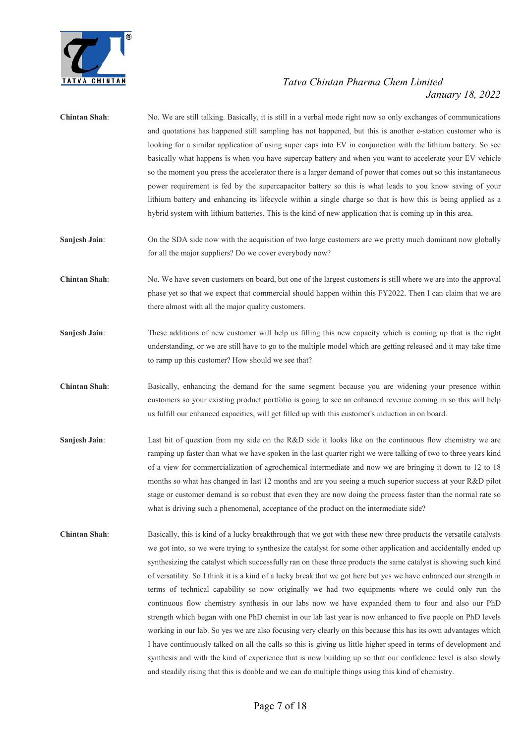**Chintan Shah**: No. We are still talking. Basically, it is still in a verbal mode right now so only exchanges of communications and quotations has happened still sampling has not happened, but this is another e-station customer who is looking for a similar application of using super caps into EV in conjunction with the lithium battery. So see basically what happens is when you have supercap battery and when you want to accelerate your EV vehicle so the moment you press the accelerator there is a larger demand of power that comes out so this instantaneous power requirement is fed by the supercapacitor battery so this is what leads to you know saving of your lithium battery and enhancing its lifecycle within a single charge so that is how this is being applied as a hybrid system with lithium batteries. This is the kind of new application that is coming up in this area.

**Sanjesh Jain**: On the SDA side now with the acquisition of two large customers are we pretty much dominant now globally for all the major suppliers? Do we cover everybody now?

**Chintan Shah**: No. We have seven customers on board, but one of the largest customers is still where we are into the approval phase yet so that we expect that commercial should happen within this FY2022. Then I can claim that we are there almost with all the major quality customers.

**Sanjesh Jain**: These additions of new customer will help us filling this new capacity which is coming up that is the right understanding, or we are still have to go to the multiple model which are getting released and it may take time to ramp up this customer? How should we see that?

**Chintan Shah**: Basically, enhancing the demand for the same segment because you are widening your presence within customers so your existing product portfolio is going to see an enhanced revenue coming in so this will help us fulfill our enhanced capacities, will get filled up with this customer's induction in on board.

**Sanjesh Jain**: Last bit of question from my side on the R&D side it looks like on the continuous flow chemistry we are ramping up faster than what we have spoken in the last quarter right we were talking of two to three years kind of a view for commercialization of agrochemical intermediate and now we are bringing it down to 12 to 18 months so what has changed in last 12 months and are you seeing a much superior success at your R&D pilot stage or customer demand is so robust that even they are now doing the process faster than the normal rate so what is driving such a phenomenal, acceptance of the product on the intermediate side?

**Chintan Shah**: Basically, this is kind of a lucky breakthrough that we got with these new three products the versatile catalysts we got into, so we were trying to synthesize the catalyst for some other application and accidentally ended up synthesizing the catalyst which successfully ran on these three products the same catalyst is showing such kind of versatility. So I think it is a kind of a lucky break that we got here but yes we have enhanced our strength in terms of technical capability so now originally we had two equipments where we could only run the continuous flow chemistry synthesis in our labs now we have expanded them to four and also our PhD strength which began with one PhD chemist in our lab last year is now enhanced to five people on PhD levels working in our lab. So yes we are also focusing very clearly on this because this has its own advantages which I have continuously talked on all the calls so this is giving us little higher speed in terms of development and synthesis and with the kind of experience that is now building up so that our confidence level is also slowly and steadily rising that this is doable and we can do multiple things using this kind of chemistry.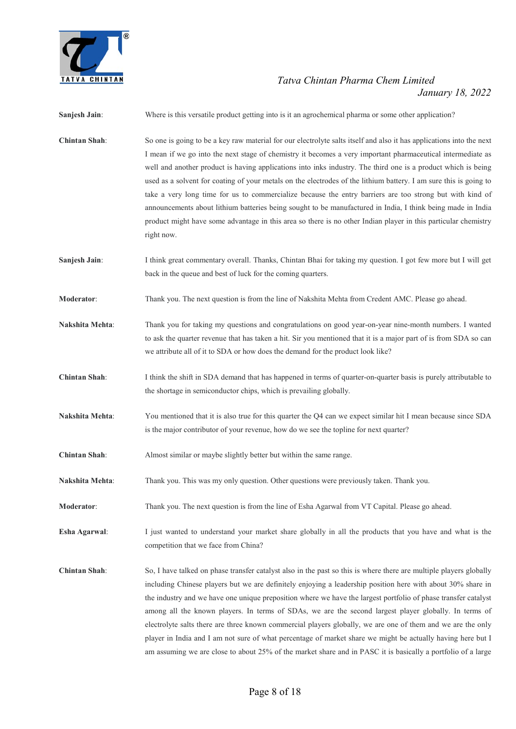**Sanjesh Jain**: Where is this versatile product getting into is it an agrochemical pharma or some other application?

**Chintan Shah**: So one is going to be a key raw material for our electrolyte salts itself and also it has applications into the next I mean if we go into the next stage of chemistry it becomes a very important pharmaceutical intermediate as well and another product is having applications into inks industry. The third one is a product which is being used as a solvent for coating of your metals on the electrodes of the lithium battery. I am sure this is going to take a very long time for us to commercialize because the entry barriers are too strong but with kind of announcements about lithium batteries being sought to be manufactured in India, I think being made in India product might have some advantage in this area so there is no other Indian player in this particular chemistry right now.

**Sanjesh Jain**: I think great commentary overall. Thanks, Chintan Bhai for taking my question. I got few more but I will get back in the queue and best of luck for the coming quarters.

**Moderator**: Thank you. The next question is from the line of Nakshita Mehta from Credent AMC. Please go ahead.

**Nakshita Mehta**: Thank you for taking my questions and congratulations on good year-on-year nine-month numbers. I wanted to ask the quarter revenue that has taken a hit. Sir you mentioned that it is a major part of is from SDA so can we attribute all of it to SDA or how does the demand for the product look like?

**Chintan Shah**: I think the shift in SDA demand that has happened in terms of quarter-on-quarter basis is purely attributable to the shortage in semiconductor chips, which is prevailing globally.

**Nakshita Mehta**: You mentioned that it is also true for this quarter the Q4 can we expect similar hit I mean because since SDA is the major contributor of your revenue, how do we see the topline for next quarter?

**Chintan Shah**: Almost similar or maybe slightly better but within the same range.

**Nakshita Mehta**: Thank you. This was my only question. Other questions were previously taken. Thank you.

**Moderator**: Thank you. The next question is from the line of Esha Agarwal from VT Capital. Please go ahead.

**Esha Agarwal**: I just wanted to understand your market share globally in all the products that you have and what is the competition that we face from China?

**Chintan Shah**: So, I have talked on phase transfer catalyst also in the past so this is where there are multiple players globally including Chinese players but we are definitely enjoying a leadership position here with about 30% share in the industry and we have one unique preposition where we have the largest portfolio of phase transfer catalyst among all the known players. In terms of SDAs, we are the second largest player globally. In terms of electrolyte salts there are three known commercial players globally, we are one of them and we are the only player in India and I am not sure of what percentage of market share we might be actually having here but I am assuming we are close to about 25% of the market share and in PASC it is basically a portfolio of a large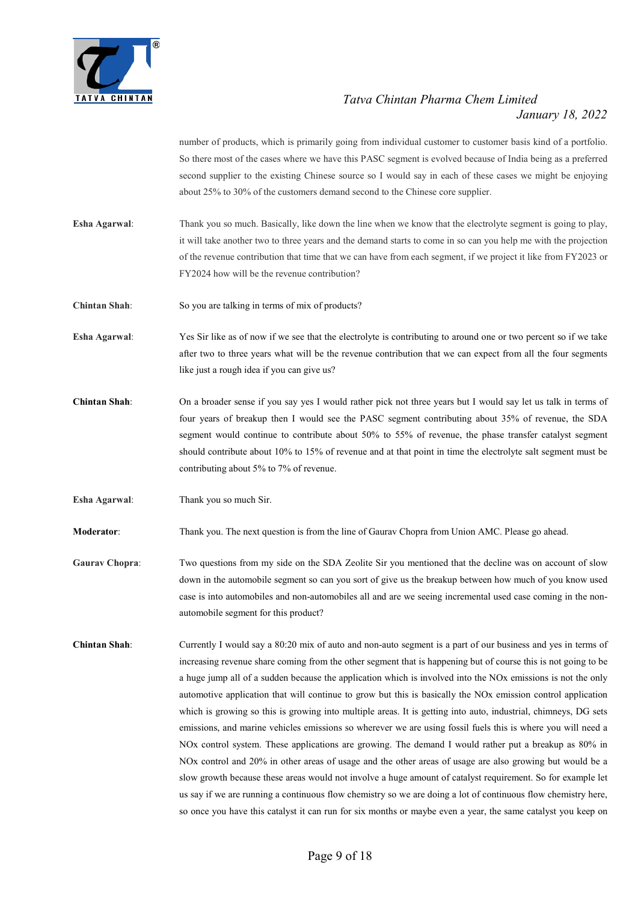number of products, which is primarily going from individual customer to customer basis kind of a portfolio. So there most of the cases where we have this PASC segment is evolved because of India being as a preferred second supplier to the existing Chinese source so I would say in each of these cases we might be enjoying about 25% to 30% of the customers demand second to the Chinese core supplier.

**Esha Agarwal**: Thank you so much. Basically, like down the line when we know that the electrolyte segment is going to play, it will take another two to three years and the demand starts to come in so can you help me with the projection of the revenue contribution that time that we can have from each segment, if we project it like from FY2023 or FY2024 how will be the revenue contribution?

**Chintan Shah**: So you are talking in terms of mix of products?

**Esha Agarwal**: Yes Sir like as of now if we see that the electrolyte is contributing to around one or two percent so if we take after two to three years what will be the revenue contribution that we can expect from all the four segments like just a rough idea if you can give us?

**Chintan Shah**: On a broader sense if you say yes I would rather pick not three years but I would say let us talk in terms of four years of breakup then I would see the PASC segment contributing about 35% of revenue, the SDA segment would continue to contribute about 50% to 55% of revenue, the phase transfer catalyst segment should contribute about 10% to 15% of revenue and at that point in time the electrolyte salt segment must be contributing about 5% to 7% of revenue.

**Esha Agarwal**: Thank you so much Sir.

**Moderator**: Thank you. The next question is from the line of Gaurav Chopra from Union AMC. Please go ahead.

**Gaurav Chopra**: Two questions from my side on the SDA Zeolite Sir you mentioned that the decline was on account of slow down in the automobile segment so can you sort of give us the breakup between how much of you know used case is into automobiles and non-automobiles all and are we seeing incremental used case coming in the non-automobile segment for this product?

**Chintan Shah**: Currently I would say a 80:20 mix of auto and non-auto segment is a part of our business and yes in terms of increasing revenue share coming from the other segment that is happening but of course this is not going to be a huge jump all of a sudden because the application which is involved into the NOx emissions is not the only automotive application that will continue to grow but this is basically the NOx emission control application which is growing so this is growing into multiple areas. It is getting into auto, industrial, chimneys, DG sets emissions, and marine vehicles emissions so wherever we are using fossil fuels this is where you will need a NOx control system. These applications are growing. The demand I would rather put a breakup as 80% in NOx control and 20% in other areas of usage and the other areas of usage are also growing but would be a slow growth because these areas would not involve a huge amount of catalyst requirement. So for example let us say if we are running a continuous flow chemistry so we are doing a lot of continuous flow chemistry here, so once you have this catalyst it can run for six months or maybe even a year, the same catalyst you keep on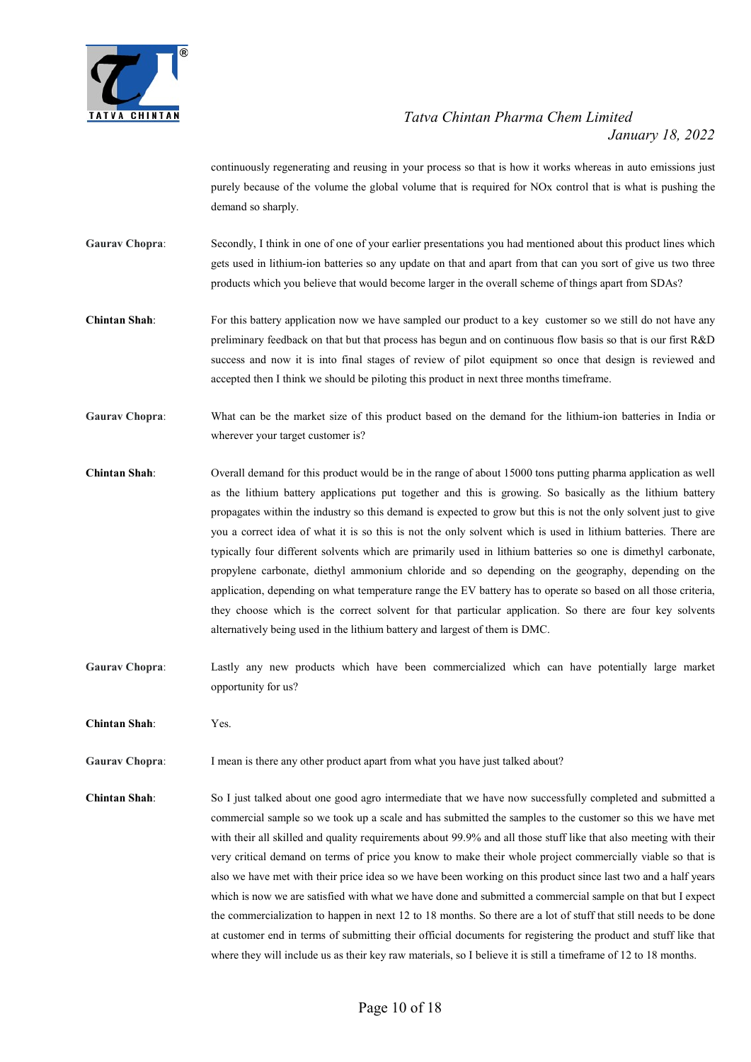continuously regenerating and reusing in your process so that is how it works whereas in auto emissions just purely because of the volume the global volume that is required for NOx control that is what is pushing the demand so sharply.

**Gaurav Chopra**: Secondly, I think in one of one of your earlier presentations you had mentioned about this product lines which gets used in lithium-ion batteries so any update on that and apart from that can you sort of give us two three products which you believe that would become larger in the overall scheme of things apart from SDAs?

**Chintan Shah**: For this battery application now we have sampled our product to a key customer so we still do not have any preliminary feedback on that but that process has begun and on continuous flow basis so that is our first R&D success and now it is into final stages of review of pilot equipment so once that design is reviewed and accepted then I think we should be piloting this product in next three months timeframe.

**Gaurav Chopra**: What can be the market size of this product based on the demand for the lithium-ion batteries in India or wherever your target customer is?

**Chintan Shah**: Overall demand for this product would be in the range of about 15000 tons putting pharma application as well as the lithium battery applications put together and this is growing. So basically as the lithium battery propagates within the industry so this demand is expected to grow but this is not the only solvent just to give you a correct idea of what it is so this is not the only solvent which is used in lithium batteries. There are typically four different solvents which are primarily used in lithium batteries so one is dimethyl carbonate, propylene carbonate, diethyl ammonium chloride and so depending on the geography, depending on the application, depending on what temperature range the EV battery has to operate so based on all those criteria, they choose which is the correct solvent for that particular application. So there are four key solvents alternatively being used in the lithium battery and largest of them is DMC.

**Gaurav Chopra**: Lastly any new products which have been commercialized which can have potentially large market opportunity for us?

**Chintan Shah**: Yes.

**Gaurav Chopra**: I mean is there any other product apart from what you have just talked about?

**Chintan Shah**: So I just talked about one good agro intermediate that we have now successfully completed and submitted a commercial sample so we took up a scale and has submitted the samples to the customer so this we have met with their all skilled and quality requirements about 99.9% and all those stuff like that also meeting with their very critical demand on terms of price you know to make their whole project commercially viable so that is also we have met with their price idea so we have been working on this product since last two and a half years which is now we are satisfied with what we have done and submitted a commercial sample on that but I expect the commercialization to happen in next 12 to 18 months. So there are a lot of stuff that still needs to be done at customer end in terms of submitting their official documents for registering the product and stuff like that where they will include us as their key raw materials, so I believe it is still a timeframe of 12 to 18 months.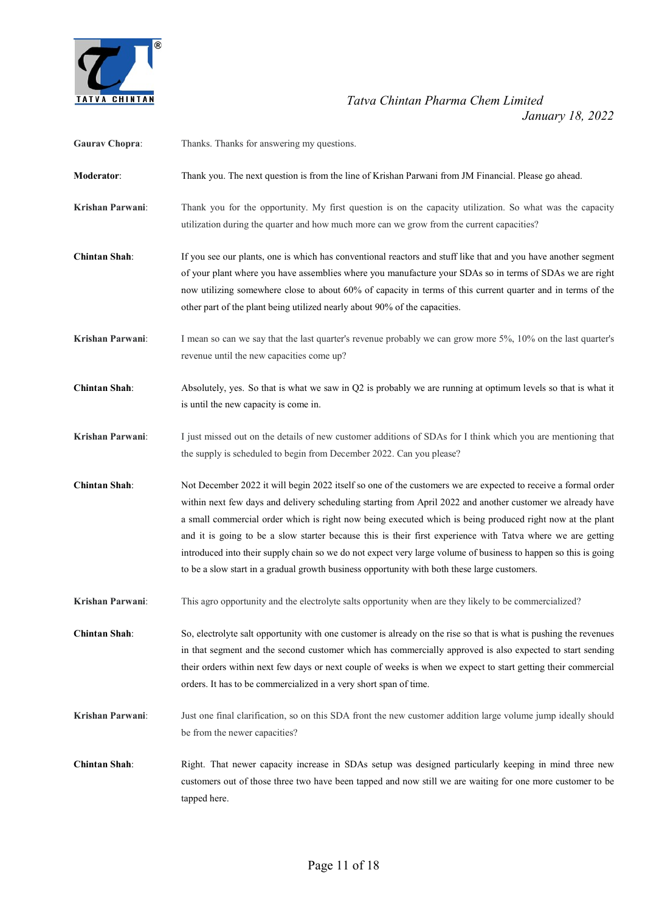**Gaurav Chopra**: Thanks. Thanks for answering my questions.

**Moderator**: Thank you. The next question is from the line of Krishan Parwani from JM Financial. Please go ahead.

**Krishan Parwani**: Thank you for the opportunity. My first question is on the capacity utilization. So what was the capacity utilization during the quarter and how much more can we grow from the current capacities?

**Chintan Shah**: If you see our plants, one is which has conventional reactors and stuff like that and you have another segment of your plant where you have assemblies where you manufacture your SDAs so in terms of SDAs we are right now utilizing somewhere close to about 60% of capacity in terms of this current quarter and in terms of the other part of the plant being utilized nearly about 90% of the capacities.

**Krishan Parwani**: I mean so can we say that the last quarter's revenue probably we can grow more 5%, 10% on the last quarter's revenue until the new capacities come up?

**Chintan Shah**: Absolutely, yes. So that is what we saw in Q2 is probably we are running at optimum levels so that is what it is until the new capacity is come in.

**Krishan Parwani**: I just missed out on the details of new customer additions of SDAs for I think which you are mentioning that the supply is scheduled to begin from December 2022. Can you please?

**Chintan Shah**: Not December 2022 it will begin 2022 itself so one of the customers we are expected to receive a formal order within next few days and delivery scheduling starting from April 2022 and another customer we already have a small commercial order which is right now being executed which is being produced right now at the plant and it is going to be a slow starter because this is their first experience with Tatva where we are getting introduced into their supply chain so we do not expect very large volume of business to happen so this is going to be a slow start in a gradual growth business opportunity with both these large customers.

**Krishan Parwani**: This agro opportunity and the electrolyte salts opportunity when are they likely to be commercialized?

**Chintan Shah**: So, electrolyte salt opportunity with one customer is already on the rise so that is what is pushing the revenues in that segment and the second customer which has commercially approved is also expected to start sending their orders within next few days or next couple of weeks is when we expect to start getting their commercial orders. It has to be commercialized in a very short span of time.

**Krishan Parwani**: Just one final clarification, so on this SDA front the new customer addition large volume jump ideally should be from the newer capacities?

**Chintan Shah**: Right. That newer capacity increase in SDAs setup was designed particularly keeping in mind three new customers out of those three two have been tapped and now still we are waiting for one more customer to be tapped here.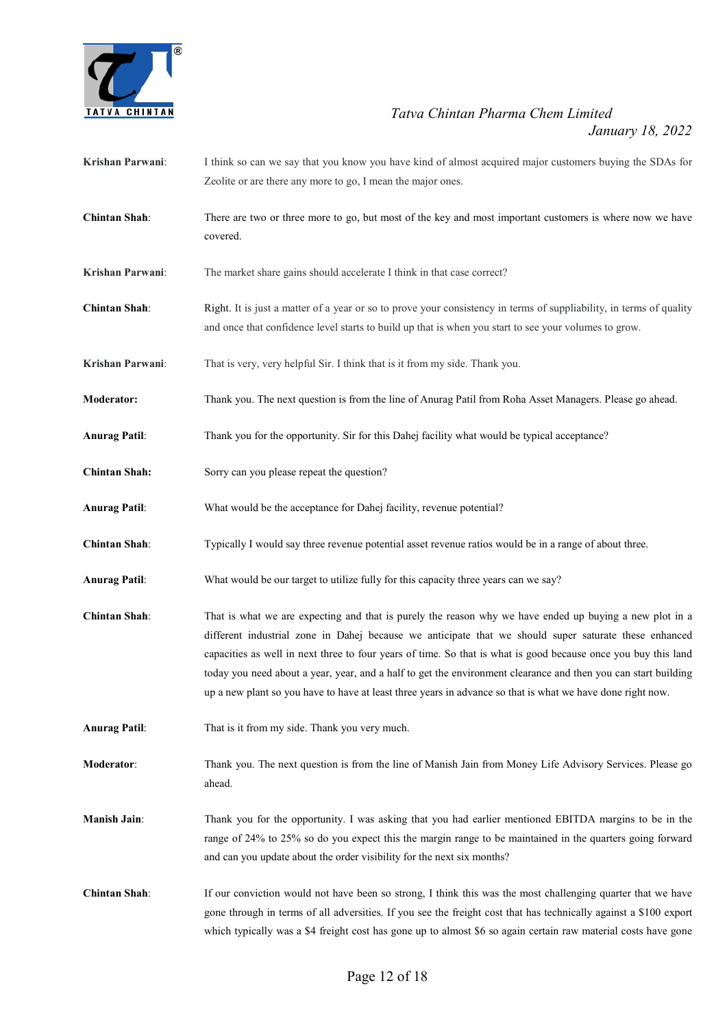**Krishan Parwani**: I think so can we say that you know you have kind of almost acquired major customers buying the SDAs for Zeolite or are there any more to go, I mean the major ones.

**Chintan Shah**: There are two or three more to go, but most of the key and most important customers is where now we have covered.

**Krishan Parwani**: The market share gains should accelerate I think in that case correct?

**Chintan Shah**: Right. It is just a matter of a year or so to prove your consistency in terms of suppliability, in terms of quality and once that confidence level starts to build up that is when you start to see your volumes to grow.

**Krishan Parwani**: That is very, very helpful Sir. I think that is it from my side. Thank you.

**Moderator:** Thank you. The next question is from the line of Anurag Patil from Roha Asset Managers. Please go ahead.

**Anurag Patil**: Thank you for the opportunity. Sir for this Dahej facility what would be typical acceptance?

**Chintan Shah:** Sorry can you please repeat the question?

**Anurag Patil**: What would be the acceptance for Dahej facility, revenue potential?

**Chintan Shah**: Typically I would say three revenue potential asset revenue ratios would be in a range of about three.

**Anurag Patil**: What would be our target to utilize fully for this capacity three years can we say?

**Chintan Shah**: That is what we are expecting and that is purely the reason why we have ended up buying a new plot in a different industrial zone in Dahej because we anticipate that we should super saturate these enhanced capacities as well in next three to four years of time. So that is what is good because once you buy this land today you need about a year, year, and a half to get the environment clearance and then you can start building up a new plant so you have to have at least three years in advance so that is what we have done right now.

**Anurag Patil**: That is it from my side. Thank you very much.

**Moderator**: Thank you. The next question is from the line of Manish Jain from Money Life Advisory Services. Please go ahead.

**Manish Jain**: Thank you for the opportunity. I was asking that you had earlier mentioned EBITDA margins to be in the range of 24% to 25% so do you expect this the margin range to be maintained in the quarters going forward and can you update about the order visibility for the next six months?

**Chintan Shah**: If our conviction would not have been so strong, I think this was the most challenging quarter that we have gone through in terms of all adversities. If you see the freight cost that has technically against a $100 export which typically was a $4 freight cost has gone up to almost $6 so again certain raw material costs have gone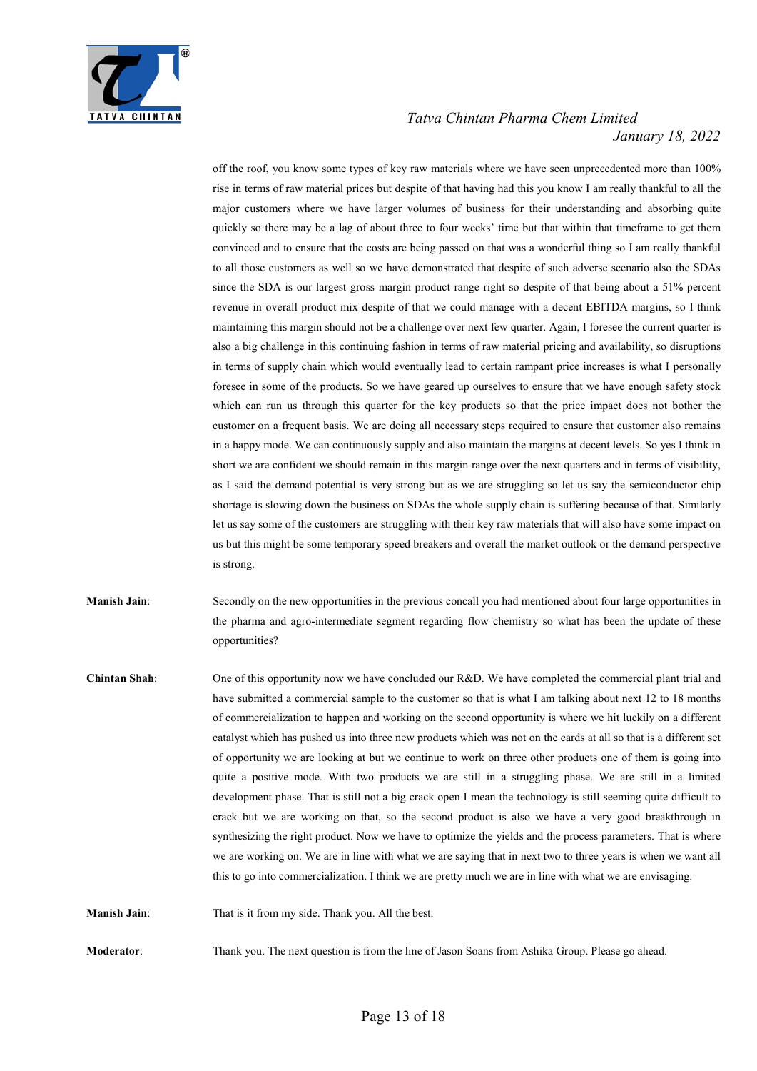off the roof, you know some types of key raw materials where we have seen unprecedented more than 100% rise in terms of raw material prices but despite of that having had this you know I am really thankful to all the major customers where we have larger volumes of business for their understanding and absorbing quite quickly so there may be a lag of about three to four weeks' time but that within that timeframe to get them convinced and to ensure that the costs are being passed on that was a wonderful thing so I am really thankful to all those customers as well so we have demonstrated that despite of such adverse scenario also the SDAs since the SDA is our largest gross margin product range right so despite of that being about a 51% percent revenue in overall product mix despite of that we could manage with a decent EBITDA margins, so I think maintaining this margin should not be a challenge over next few quarter. Again, I foresee the current quarter is also a big challenge in this continuing fashion in terms of raw material pricing and availability, so disruptions in terms of supply chain which would eventually lead to certain rampant price increases is what I personally foresee in some of the products. So we have geared up ourselves to ensure that we have enough safety stock which can run us through this quarter for the key products so that the price impact does not bother the customer on a frequent basis. We are doing all necessary steps required to ensure that customer also remains in a happy mode. We can continuously supply and also maintain the margins at decent levels. So yes I think in short we are confident we should remain in this margin range over the next quarters and in terms of visibility, as I said the demand potential is very strong but as we are struggling so let us say the semiconductor chip shortage is slowing down the business on SDAs the whole supply chain is suffering because of that. Similarly let us say some of the customers are struggling with their key raw materials that will also have some impact on us but this might be some temporary speed breakers and overall the market outlook or the demand perspective is strong.

**Manish Jain**: Secondly on the new opportunities in the previous concall you had mentioned about four large opportunities in the pharma and agro-intermediate segment regarding flow chemistry so what has been the update of these opportunities?

**Chintan Shah**: One of this opportunity now we have concluded our R&D. We have completed the commercial plant trial and have submitted a commercial sample to the customer so that is what I am talking about next 12 to 18 months of commercialization to happen and working on the second opportunity is where we hit luckily on a different catalyst which has pushed us into three new products which was not on the cards at all so that is a different set of opportunity we are looking at but we continue to work on three other products one of them is going into quite a positive mode. With two products we are still in a struggling phase. We are still in a limited development phase. That is still not a big crack open I mean the technology is still seeming quite difficult to crack but we are working on that, so the second product is also we have a very good breakthrough in synthesizing the right product. Now we have to optimize the yields and the process parameters. That is where we are working on. We are in line with what we are saying that in next two to three years is when we want all this to go into commercialization. I think we are pretty much we are in line with what we are envisaging.

**Manish Jain**: That is it from my side. Thank you. All the best.

**Moderator**: Thank you. The next question is from the line of Jason Soans from Ashika Group. Please go ahead.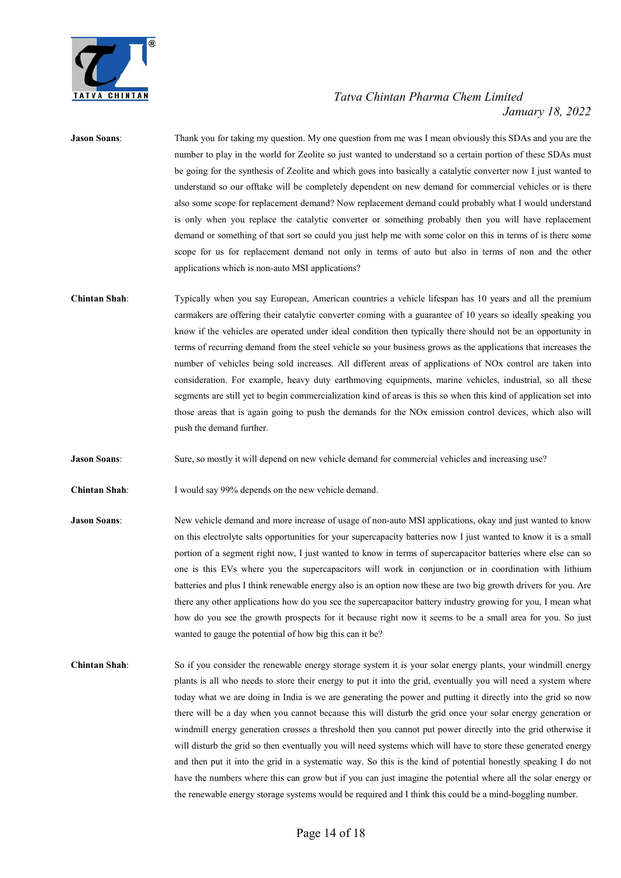**Jason Soans**: Thank you for taking my question. My one question from me was I mean obviously this SDAs and you are the number to play in the world for Zeolite so just wanted to understand so a certain portion of these SDAs must be going for the synthesis of Zeolite and which goes into basically a catalytic converter now I just wanted to understand so our offtake will be completely dependent on new demand for commercial vehicles or is there also some scope for replacement demand? Now replacement demand could probably what I would understand is only when you replace the catalytic converter or something probably then you will have replacement demand or something of that sort so could you just help me with some color on this in terms of is there some scope for us for replacement demand not only in terms of auto but also in terms of non and the other applications which is non-auto MSI applications?

**Chintan Shah**: Typically when you say European, American countries a vehicle lifespan has 10 years and all the premium carmakers are offering their catalytic converter coming with a guarantee of 10 years so ideally speaking you know if the vehicles are operated under ideal condition then typically there should not be an opportunity in terms of recurring demand from the steel vehicle so your business grows as the applications that increases the number of vehicles being sold increases. All different areas of applications of NOx control are taken into consideration. For example, heavy duty earthmoving equipments, marine vehicles, industrial, so all these segments are still yet to begin commercialization kind of areas is this so when this kind of application set into those areas that is again going to push the demands for the NOx emission control devices, which also will push the demand further.

**Jason Soans**: Sure, so mostly it will depend on new vehicle demand for commercial vehicles and increasing use?

**Chintan Shah**: I would say 99% depends on the new vehicle demand.

**Jason Soans**: New vehicle demand and more increase of usage of non-auto MSI applications, okay and just wanted to know on this electrolyte salts opportunities for your supercapacity batteries now I just wanted to know it is a small portion of a segment right now, I just wanted to know in terms of supercapacitor batteries where else can so one is this EVs where you the supercapacitors will work in conjunction or in coordination with lithium batteries and plus I think renewable energy also is an option now these are two big growth drivers for you. Are there any other applications how do you see the supercapacitor battery industry growing for you, I mean what how do you see the growth prospects for it because right now it seems to be a small area for you. So just wanted to gauge the potential of how big this can it be?

**Chintan Shah**: So if you consider the renewable energy storage system it is your solar energy plants, your windmill energy plants is all who needs to store their energy to put it into the grid, eventually you will need a system where today what we are doing in India is we are generating the power and putting it directly into the grid so now there will be a day when you cannot because this will disturb the grid once your solar energy generation or windmill energy generation crosses a threshold then you cannot put power directly into the grid otherwise it will disturb the grid so then eventually you will need systems which will have to store these generated energy and then put it into the grid in a systematic way. So this is the kind of potential honestly speaking I do not have the numbers where this can grow but if you can just imagine the potential where all the solar energy or the renewable energy storage systems would be required and I think this could be a mind-boggling number.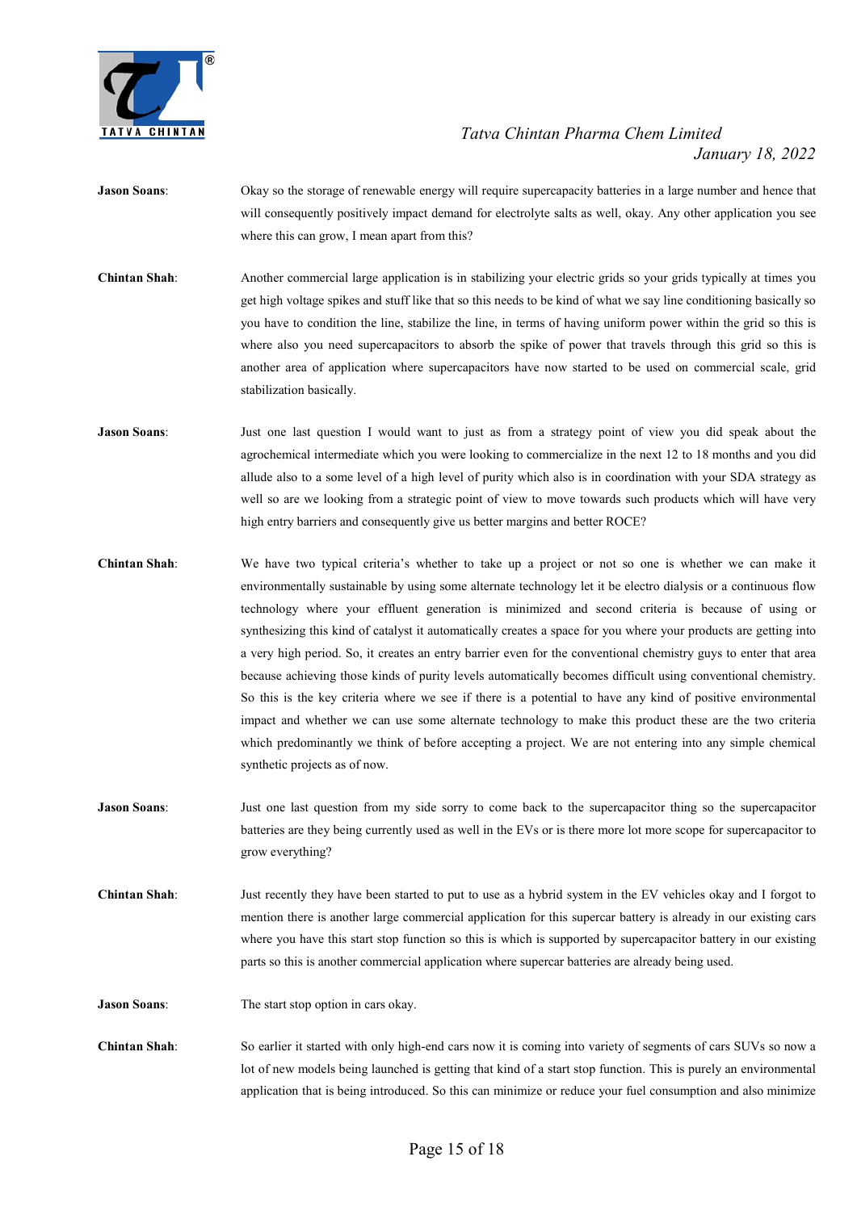**Jason Soans**: Okay so the storage of renewable energy will require supercapacity batteries in a large number and hence that will consequently positively impact demand for electrolyte salts as well, okay. Any other application you see where this can grow, I mean apart from this?

**Chintan Shah**: Another commercial large application is in stabilizing your electric grids so your grids typically at times you get high voltage spikes and stuff like that so this needs to be kind of what we say line conditioning basically so you have to condition the line, stabilize the line, in terms of having uniform power within the grid so this is where also you need supercapacitors to absorb the spike of power that travels through this grid so this is another area of application where supercapacitors have now started to be used on commercial scale, grid stabilization basically.

**Jason Soans**: Just one last question I would want to just as from a strategy point of view you did speak about the agrochemical intermediate which you were looking to commercialize in the next 12 to 18 months and you did allude also to a some level of a high level of purity which also is in coordination with your SDA strategy as well so are we looking from a strategic point of view to move towards such products which will have very high entry barriers and consequently give us better margins and better ROCE?

**Chintan Shah**: We have two typical criteria's whether to take up a project or not so one is whether we can make it environmentally sustainable by using some alternate technology let it be electro dialysis or a continuous flow technology where your effluent generation is minimized and second criteria is because of using or synthesizing this kind of catalyst it automatically creates a space for you where your products are getting into a very high period. So, it creates an entry barrier even for the conventional chemistry guys to enter that area because achieving those kinds of purity levels automatically becomes difficult using conventional chemistry. So this is the key criteria where we see if there is a potential to have any kind of positive environmental impact and whether we can use some alternate technology to make this product these are the two criteria which predominantly we think of before accepting a project. We are not entering into any simple chemical synthetic projects as of now.

**Jason Soans**: Just one last question from my side sorry to come back to the supercapacitor thing so the supercapacitor batteries are they being currently used as well in the EVs or is there more lot more scope for supercapacitor to grow everything?

**Chintan Shah**: Just recently they have been started to put to use as a hybrid system in the EV vehicles okay and I forgot to mention there is another large commercial application for this supercar battery is already in our existing cars where you have this start stop function so this is which is supported by supercapacitor battery in our existing parts so this is another commercial application where supercar batteries are already being used.

**Jason Soans**: The start stop option in cars okay.

**Chintan Shah**: So earlier it started with only high-end cars now it is coming into variety of segments of cars SUVs so now a lot of new models being launched is getting that kind of a start stop function. This is purely an environmental application that is being introduced. So this can minimize or reduce your fuel consumption and also minimize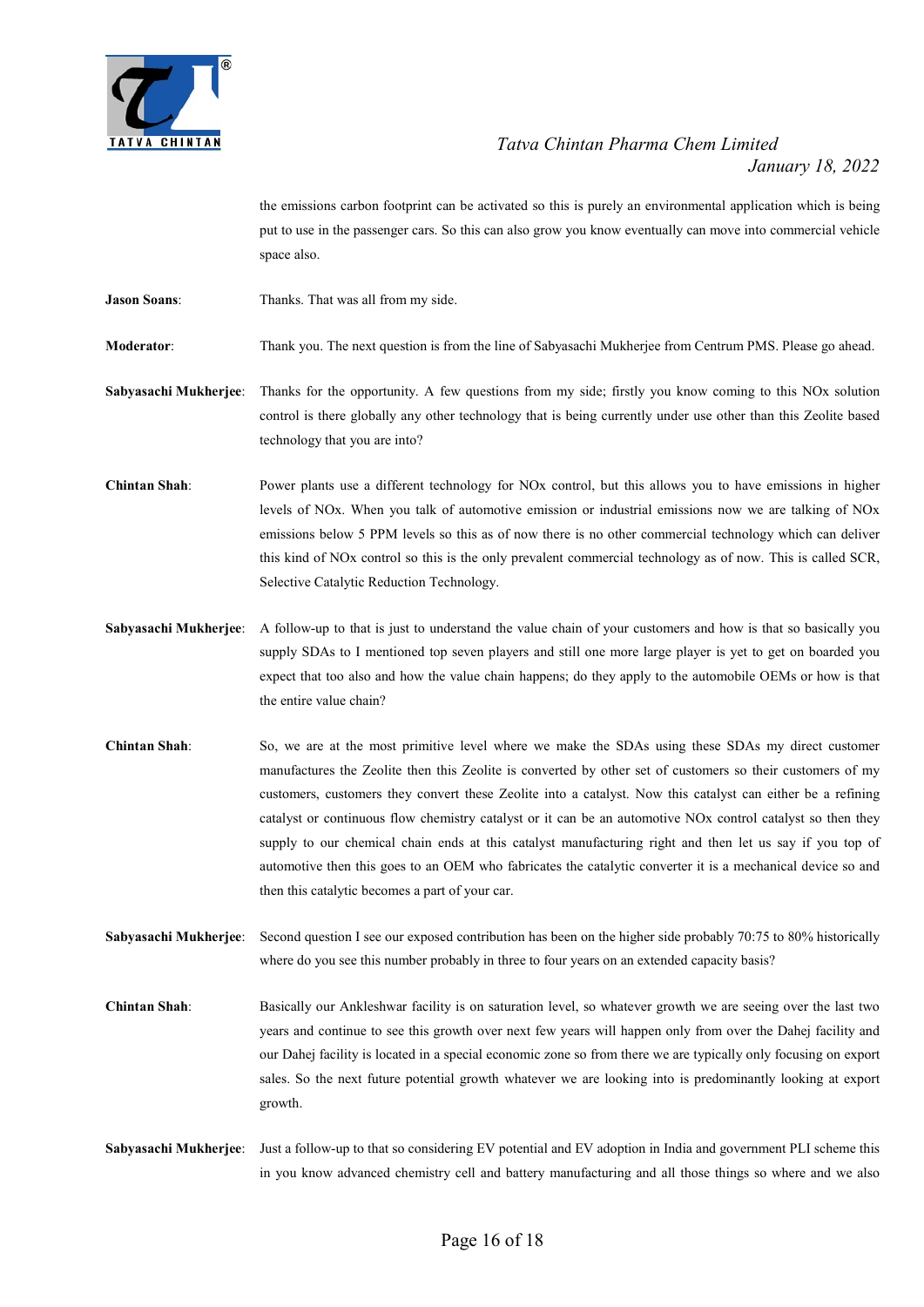the emissions carbon footprint can be activated so this is purely an environmental application which is being put to use in the passenger cars. So this can also grow you know eventually can move into commercial vehicle space also.

**Jason Soans**: Thanks. That was all from my side.

**Moderator**: Thank you. The next question is from the line of Sabyasachi Mukherjee from Centrum PMS. Please go ahead.

**Sabyasachi Mukherjee**: Thanks for the opportunity. A few questions from my side; firstly you know coming to this NOx solution control is there globally any other technology that is being currently under use other than this Zeolite based technology that you are into?

**Chintan Shah**: Power plants use a different technology for NOx control, but this allows you to have emissions in higher levels of NOx. When you talk of automotive emission or industrial emissions now we are talking of NOx emissions below 5 PPM levels so this as of now there is no other commercial technology which can deliver this kind of NOx control so this is the only prevalent commercial technology as of now. This is called SCR, Selective Catalytic Reduction Technology.

**Sabyasachi Mukherjee**: A follow-up to that is just to understand the value chain of your customers and how is that so basically you supply SDAs to I mentioned top seven players and still one more large player is yet to get on boarded you expect that too also and how the value chain happens; do they apply to the automobile OEMs or how is that the entire value chain?

**Chintan Shah**: So, we are at the most primitive level where we make the SDAs using these SDAs my direct customer manufactures the Zeolite then this Zeolite is converted by other set of customers so their customers of my customers, customers they convert these Zeolite into a catalyst. Now this catalyst can either be a refining catalyst or continuous flow chemistry catalyst or it can be an automotive NOx control catalyst so then they supply to our chemical chain ends at this catalyst manufacturing right and then let us say if you top of automotive then this goes to an OEM who fabricates the catalytic converter it is a mechanical device so and then this catalytic becomes a part of your car.

**Sabyasachi Mukherjee**: Second question I see our exposed contribution has been on the higher side probably 70:75 to 80% historically where do you see this number probably in three to four years on an extended capacity basis?

**Chintan Shah**: Basically our Ankleshwar facility is on saturation level, so whatever growth we are seeing over the last two years and continue to see this growth over next few years will happen only from over the Dahej facility and our Dahej facility is located in a special economic zone so from there we are typically only focusing on export sales. So the next future potential growth whatever we are looking into is predominantly looking at export growth.

**Sabyasachi Mukherjee**: Just a follow-up to that so considering EV potential and EV adoption in India and government PLI scheme this in you know advanced chemistry cell and battery manufacturing and all those things so where and we also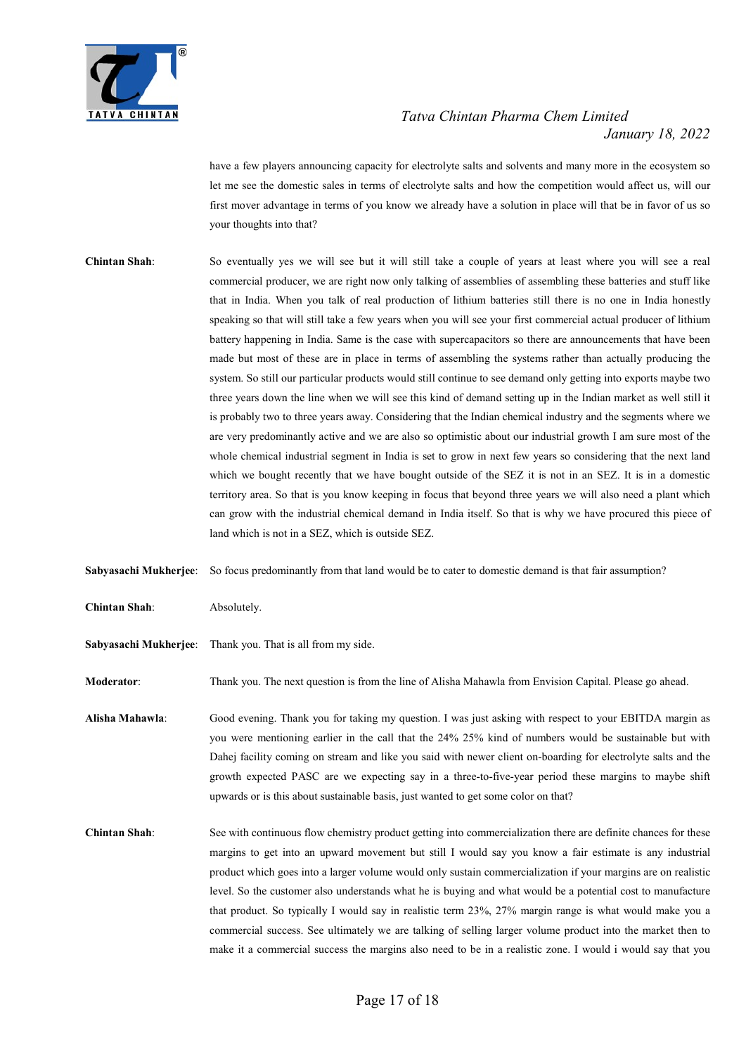have a few players announcing capacity for electrolyte salts and solvents and many more in the ecosystem so let me see the domestic sales in terms of electrolyte salts and how the competition would affect us, will our first mover advantage in terms of you know we already have a solution in place will that be in favor of us so your thoughts into that?

**Chintan Shah**: So eventually yes we will see but it will still take a couple of years at least where you will see a real commercial producer, we are right now only talking of assemblies of assembling these batteries and stuff like that in India. When you talk of real production of lithium batteries still there is no one in India honestly speaking so that will still take a few years when you will see your first commercial actual producer of lithium battery happening in India. Same is the case with supercapacitors so there are announcements that have been made but most of these are in place in terms of assembling the systems rather than actually producing the system. So still our particular products would still continue to see demand only getting into exports maybe two three years down the line when we will see this kind of demand setting up in the Indian market as well still it is probably two to three years away. Considering that the Indian chemical industry and the segments where we are very predominantly active and we are also so optimistic about our industrial growth I am sure most of the whole chemical industrial segment in India is set to grow in next few years so considering that the next land which we bought recently that we have bought outside of the SEZ it is not in an SEZ. It is in a domestic territory area. So that is you know keeping in focus that beyond three years we will also need a plant which can grow with the industrial chemical demand in India itself. So that is why we have procured this piece of land which is not in a SEZ, which is outside SEZ.

**Sabyasachi Mukherjee**: So focus predominantly from that land would be to cater to domestic demand is that fair assumption?

**Chintan Shah**: Absolutely.

**Sabyasachi Mukherjee**: Thank you. That is all from my side.

**Moderator**: Thank you. The next question is from the line of Alisha Mahawla from Envision Capital. Please go ahead.

**Alisha Mahawla**: Good evening. Thank you for taking my question. I was just asking with respect to your EBITDA margin as you were mentioning earlier in the call that the 24% 25% kind of numbers would be sustainable but with Dahej facility coming on stream and like you said with newer client on-boarding for electrolyte salts and the growth expected PASC are we expecting say in a three-to-five-year period these margins to maybe shift upwards or is this about sustainable basis, just wanted to get some color on that?

**Chintan Shah**: See with continuous flow chemistry product getting into commercialization there are definite chances for these margins to get into an upward movement but still I would say you know a fair estimate is any industrial product which goes into a larger volume would only sustain commercialization if your margins are on realistic level. So the customer also understands what he is buying and what would be a potential cost to manufacture that product. So typically I would say in realistic term 23%, 27% margin range is what would make you a commercial success. See ultimately we are talking of selling larger volume product into the market then to make it a commercial success the margins also need to be in a realistic zone. I would i would say that you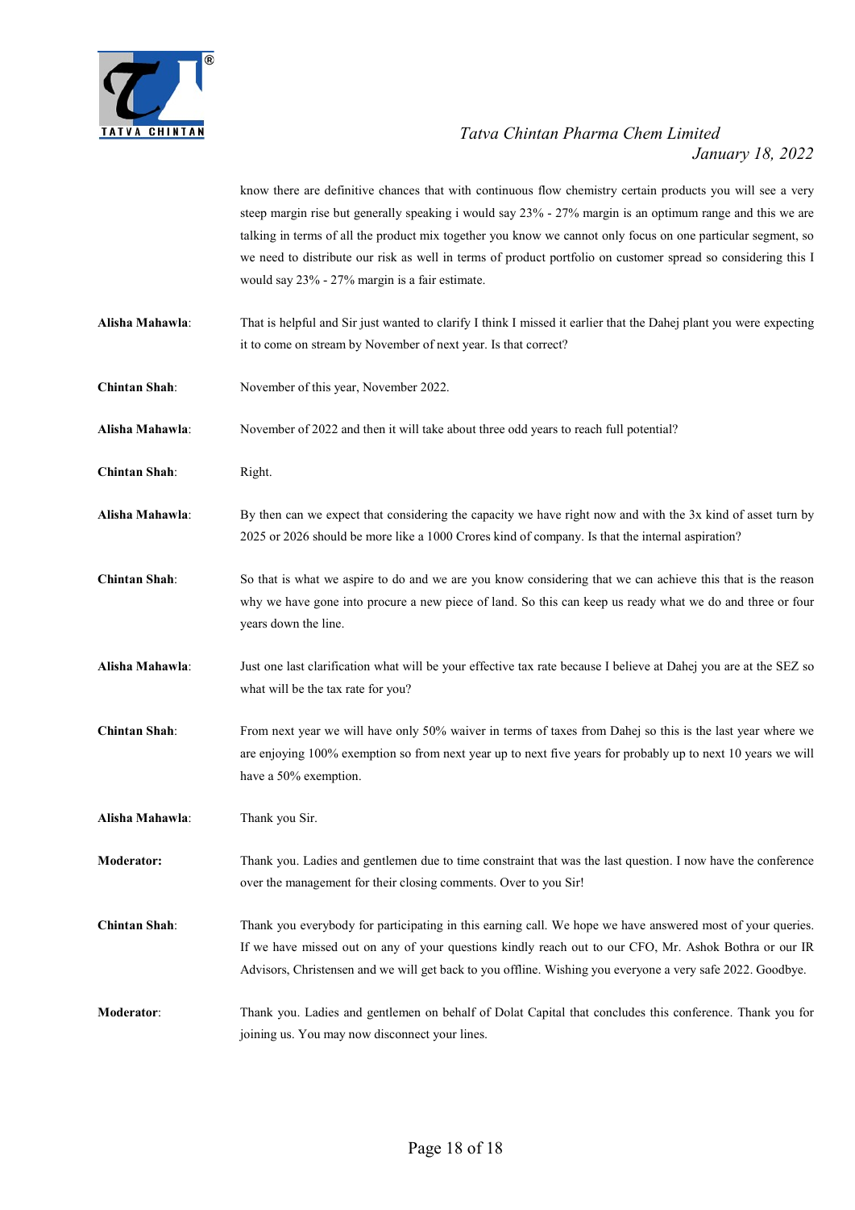know there are definitive chances that with continuous flow chemistry certain products you will see a very steep margin rise but generally speaking i would say 23% - 27% margin is an optimum range and this we are talking in terms of all the product mix together you know we cannot only focus on one particular segment, so we need to distribute our risk as well in terms of product portfolio on customer spread so considering this I would say 23% - 27% margin is a fair estimate.

**Alisha Mahawla**: That is helpful and Sir just wanted to clarify I think I missed it earlier that the Dahej plant you were expecting it to come on stream by November of next year. Is that correct?

**Chintan Shah**: November of this year, November 2022.

**Alisha Mahawla**: November of 2022 and then it will take about three odd years to reach full potential?

**Chintan Shah**: Right.

**Alisha Mahawla**: By then can we expect that considering the capacity we have right now and with the 3x kind of asset turn by 2025 or 2026 should be more like a 1000 Crores kind of company. Is that the internal aspiration?

**Chintan Shah**: So that is what we aspire to do and we are you know considering that we can achieve this that is the reason why we have gone into procure a new piece of land. So this can keep us ready what we do and three or four years down the line.

**Alisha Mahawla**: Just one last clarification what will be your effective tax rate because I believe at Dahej you are at the SEZ so what will be the tax rate for you?

**Chintan Shah**: From next year we will have only 50% waiver in terms of taxes from Dahej so this is the last year where we are enjoying 100% exemption so from next year up to next five years for probably up to next 10 years we will have a 50% exemption.

**Alisha Mahawla**: Thank you Sir.

**Moderator:** Thank you. Ladies and gentlemen due to time constraint that was the last question. I now have the conference over the management for their closing comments. Over to you Sir!

**Chintan Shah**: Thank you everybody for participating in this earning call. We hope we have answered most of your queries. If we have missed out on any of your questions kindly reach out to our CFO, Mr. Ashok Bothra or our IR Advisors, Christensen and we will get back to you offline. Wishing you everyone a very safe 2022. Goodbye.

**Moderator**: Thank you. Ladies and gentlemen on behalf of Dolat Capital that concludes this conference. Thank you for joining us. You may now disconnect your lines.